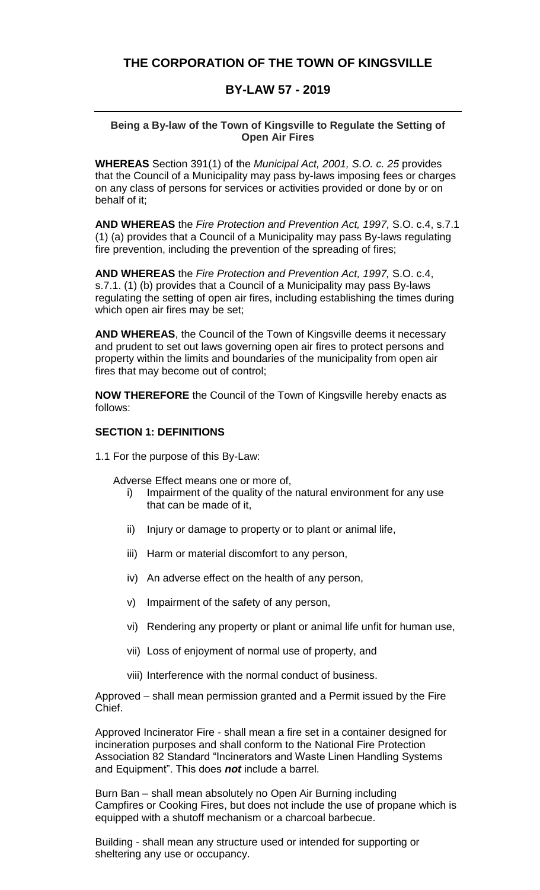# THE CORPORATION OF THE TOWN OF KINGSVILLE

## BY-LAW 57 - 2019

**Being a By-law of the Town of Kingsville to Regulate the Setting of Open Air Fires**

**WHEREAS** Section 391(1) of the *Municipal Act, 2001, S.O. c. 25* provides that the Council of a Municipality may pass by-laws imposing fees or charges on any class of persons for services or activities provided or done by or on behalf of it;

**AND WHEREAS** the *Fire Protection and Prevention Act, 1997,* S.O. c.4, s.7.1 (1) (a) provides that a Council of a Municipality may pass By-laws regulating fire prevention, including the prevention of the spreading of fires;

**AND WHEREAS** the *Fire Protection and Prevention Act, 1997,* S.O. c.4, s.7.1. (1) (b) provides that a Council of a Municipality may pass By-laws regulating the setting of open air fires, including establishing the times during which open air fires may be set;

**AND WHEREAS**, the Council of the Town of Kingsville deems it necessary and prudent to set out laws governing open air fires to protect persons and property within the limits and boundaries of the municipality from open air fires that may become out of control;

**NOW THEREFORE** the Council of the Town of Kingsville hereby enacts as follows:

### SECTION 1: DEFINITIONS

1.1 For the purpose of this By-Law:

Adverse Effect means one or more of,

i) Impairment of the quality of the natural environment for any use that can be made of it,

ii) Injury or damage to property or to plant or animal life,

iii) Harm or material discomfort to any person,

iv) An adverse effect on the health of any person,

v) Impairment of the safety of any person,

vi) Rendering any property or plant or animal life unfit for human use,

vii) Loss of enjoyment of normal use of property, and

viii) Interference with the normal conduct of business.

Approved – shall mean permission granted and a Permit issued by the Fire Chief.

Approved Incinerator Fire - shall mean a fire set in a container designed for incineration purposes and shall conform to the National Fire Protection Association 82 Standard "Incinerators and Waste Linen Handling Systems and Equipment". This does ***not*** include a barrel.

Burn Ban – shall mean absolutely no Open Air Burning including Campfires or Cooking Fires, but does not include the use of propane which is equipped with a shutoff mechanism or a charcoal barbecue.

Building - shall mean any structure used or intended for supporting or sheltering any use or occupancy.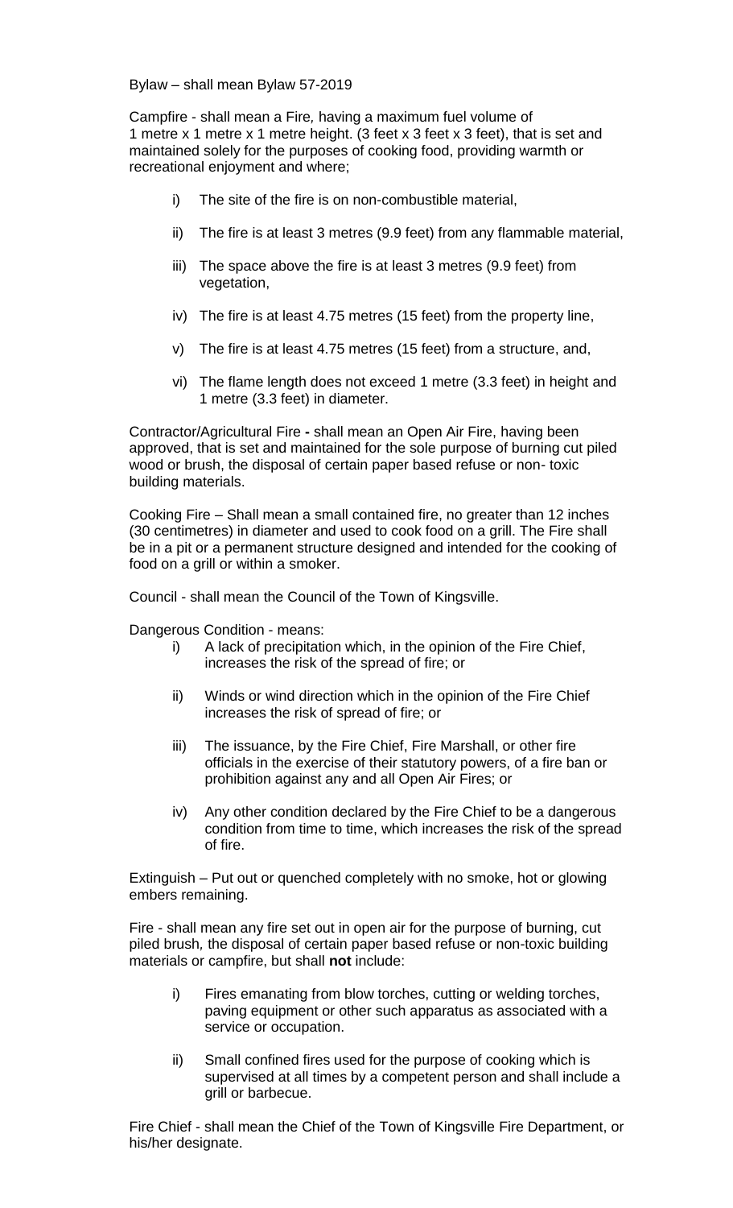Bylaw – shall mean Bylaw 57-2019

Campfire - shall mean a Fire*,* having a maximum fuel volume of 1 metre x 1 metre x 1 metre height. (3 feet x 3 feet x 3 feet), that is set and maintained solely for the purposes of cooking food, providing warmth or recreational enjoyment and where;

- i) The site of the fire is on non-combustible material,
- ii) The fire is at least 3 metres (9.9 feet) from any flammable material,
- iii) The space above the fire is at least 3 metres (9.9 feet) from vegetation,
- iv) The fire is at least 4.75 metres (15 feet) from the property line,
- v) The fire is at least 4.75 metres (15 feet) from a structure, and,
- vi) The flame length does not exceed 1 metre (3.3 feet) in height and 1 metre (3.3 feet) in diameter.

Contractor/Agricultural Fire **-** shall mean an Open Air Fire, having been approved, that is set and maintained for the sole purpose of burning cut piled wood or brush, the disposal of certain paper based refuse or non- toxic building materials.

Cooking Fire – Shall mean a small contained fire, no greater than 12 inches (30 centimetres) in diameter and used to cook food on a grill. The Fire shall be in a pit or a permanent structure designed and intended for the cooking of food on a grill or within a smoker.

Council - shall mean the Council of the Town of Kingsville.

Dangerous Condition - means:

- i) A lack of precipitation which, in the opinion of the Fire Chief, increases the risk of the spread of fire; or
- ii) Winds or wind direction which in the opinion of the Fire Chief increases the risk of spread of fire; or
- iii) The issuance, by the Fire Chief, Fire Marshall, or other fire officials in the exercise of their statutory powers, of a fire ban or prohibition against any and all Open Air Fires; or
- iv) Any other condition declared by the Fire Chief to be a dangerous condition from time to time, which increases the risk of the spread of fire.

Extinguish – Put out or quenched completely with no smoke, hot or glowing embers remaining.

Fire - shall mean any fire set out in open air for the purpose of burning, cut piled brush*,* the disposal of certain paper based refuse or non-toxic building materials or campfire, but shall **not** include:

- i) Fires emanating from blow torches, cutting or welding torches, paving equipment or other such apparatus as associated with a service or occupation.
- ii) Small confined fires used for the purpose of cooking which is supervised at all times by a competent person and shall include a grill or barbecue.

Fire Chief - shall mean the Chief of the Town of Kingsville Fire Department, or his/her designate.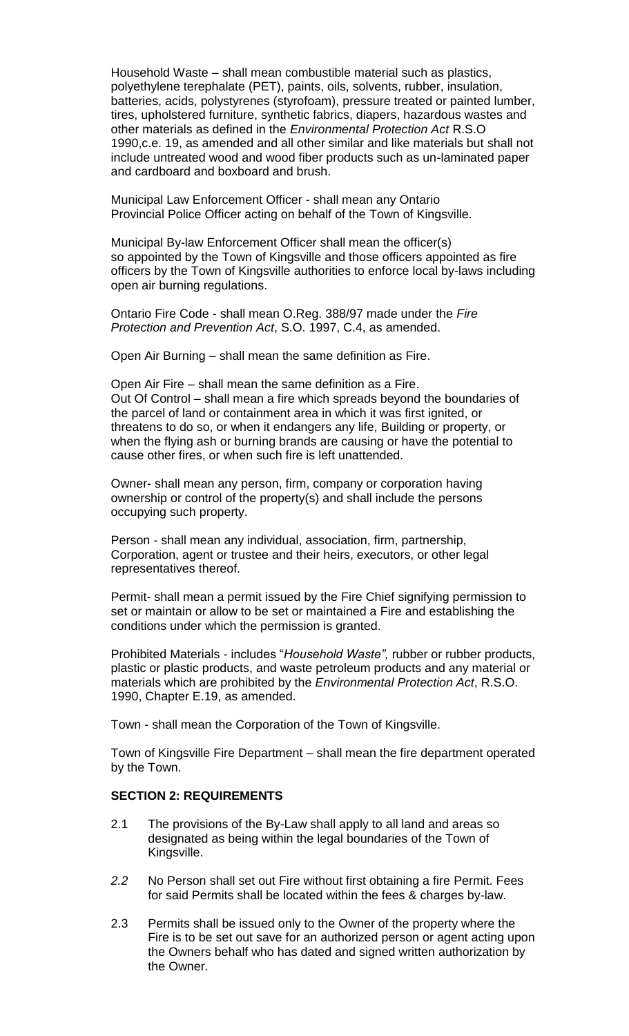Household Waste – shall mean combustible material such as plastics, polyethylene terephalate (PET), paints, oils, solvents, rubber, insulation, batteries, acids, polystyrenes (styrofoam), pressure treated or painted lumber, tires, upholstered furniture, synthetic fabrics, diapers, hazardous wastes and other materials as defined in the *Environmental Protection Act* R.S.O 1990,c.e. 19, as amended and all other similar and like materials but shall not include untreated wood and wood fiber products such as un-laminated paper and cardboard and boxboard and brush.

Municipal Law Enforcement Officer - shall mean any Ontario Provincial Police Officer acting on behalf of the Town of Kingsville.

Municipal By-law Enforcement Officer shall mean the officer(s) so appointed by the Town of Kingsville and those officers appointed as fire officers by the Town of Kingsville authorities to enforce local by-laws including open air burning regulations.

Ontario Fire Code - shall mean O.Reg. 388/97 made under the *Fire Protection and Prevention Act*, S.O. 1997, C.4, as amended.

Open Air Burning – shall mean the same definition as Fire.

Open Air Fire – shall mean the same definition as a Fire.
Out Of Control – shall mean a fire which spreads beyond the boundaries of the parcel of land or containment area in which it was first ignited, or threatens to do so, or when it endangers any life, Building or property, or when the flying ash or burning brands are causing or have the potential to cause other fires, or when such fire is left unattended.

Owner- shall mean any person, firm, company or corporation having ownership or control of the property(s) and shall include the persons occupying such property.

Person - shall mean any individual, association, firm, partnership, Corporation, agent or trustee and their heirs, executors, or other legal representatives thereof.

Permit- shall mean a permit issued by the Fire Chief signifying permission to set or maintain or allow to be set or maintained a Fire and establishing the conditions under which the permission is granted.

Prohibited Materials - includes "*Household Waste",* rubber or rubber products, plastic or plastic products, and waste petroleum products and any material or materials which are prohibited by the *Environmental Protection Act*, R.S.O. 1990, Chapter E.19, as amended.

Town - shall mean the Corporation of the Town of Kingsville.

Town of Kingsville Fire Department – shall mean the fire department operated by the Town.

**SECTION 2: REQUIREMENTS**

2.1 The provisions of the By-Law shall apply to all land and areas so designated as being within the legal boundaries of the Town of Kingsville.

*2.2* No Person shall set out Fire without first obtaining a fire Permit. Fees for said Permits shall be located within the fees & charges by-law.

2.3 Permits shall be issued only to the Owner of the property where the Fire is to be set out save for an authorized person or agent acting upon the Owners behalf who has dated and signed written authorization by the Owner.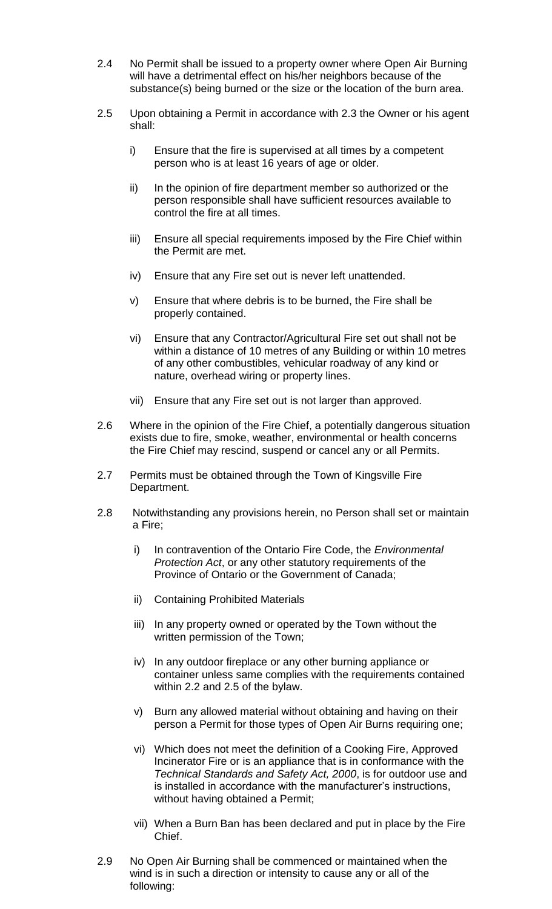2.4 No Permit shall be issued to a property owner where Open Air Burning will have a detrimental effect on his/her neighbors because of the substance(s) being burned or the size or the location of the burn area.

2.5 Upon obtaining a Permit in accordance with 2.3 the Owner or his agent shall:

i) Ensure that the fire is supervised at all times by a competent person who is at least 16 years of age or older.

ii) In the opinion of fire department member so authorized or the person responsible shall have sufficient resources available to control the fire at all times.

iii) Ensure all special requirements imposed by the Fire Chief within the Permit are met.

iv) Ensure that any Fire set out is never left unattended.

v) Ensure that where debris is to be burned, the Fire shall be properly contained.

vi) Ensure that any Contractor/Agricultural Fire set out shall not be within a distance of 10 metres of any Building or within 10 metres of any other combustibles, vehicular roadway of any kind or nature, overhead wiring or property lines.

vii) Ensure that any Fire set out is not larger than approved.

2.6 Where in the opinion of the Fire Chief, a potentially dangerous situation exists due to fire, smoke, weather, environmental or health concerns the Fire Chief may rescind, suspend or cancel any or all Permits.

2.7 Permits must be obtained through the Town of Kingsville Fire Department.

2.8 Notwithstanding any provisions herein, no Person shall set or maintain a Fire;

i) In contravention of the Ontario Fire Code, the *Environmental Protection Act*, or any other statutory requirements of the Province of Ontario or the Government of Canada;

ii) Containing Prohibited Materials

iii) In any property owned or operated by the Town without the written permission of the Town;

iv) In any outdoor fireplace or any other burning appliance or container unless same complies with the requirements contained within 2.2 and 2.5 of the bylaw.

v) Burn any allowed material without obtaining and having on their person a Permit for those types of Open Air Burns requiring one;

vi) Which does not meet the definition of a Cooking Fire, Approved Incinerator Fire or is an appliance that is in conformance with the *Technical Standards and Safety Act, 2000*, is for outdoor use and is installed in accordance with the manufacturer's instructions, without having obtained a Permit;

vii) When a Burn Ban has been declared and put in place by the Fire Chief.

2.9 No Open Air Burning shall be commenced or maintained when the wind is in such a direction or intensity to cause any or all of the following: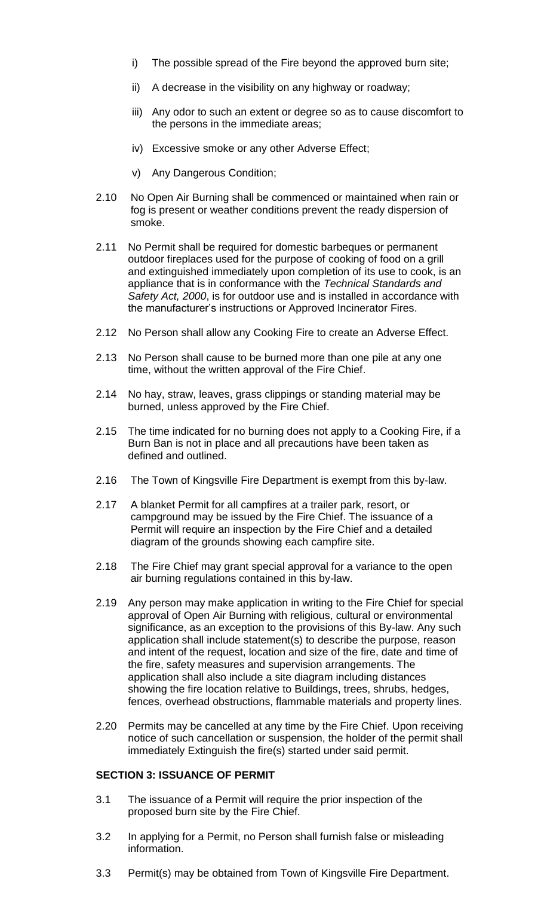i) The possible spread of the Fire beyond the approved burn site;

ii) A decrease in the visibility on any highway or roadway;

iii) Any odor to such an extent or degree so as to cause discomfort to the persons in the immediate areas;

iv) Excessive smoke or any other Adverse Effect;

v) Any Dangerous Condition;

2.10 No Open Air Burning shall be commenced or maintained when rain or fog is present or weather conditions prevent the ready dispersion of smoke.

2.11 No Permit shall be required for domestic barbeques or permanent outdoor fireplaces used for the purpose of cooking of food on a grill and extinguished immediately upon completion of its use to cook, is an appliance that is in conformance with the *Technical Standards and Safety Act, 2000*, is for outdoor use and is installed in accordance with the manufacturer's instructions or Approved Incinerator Fires.

2.12 No Person shall allow any Cooking Fire to create an Adverse Effect.

2.13 No Person shall cause to be burned more than one pile at any one time, without the written approval of the Fire Chief.

2.14 No hay, straw, leaves, grass clippings or standing material may be burned, unless approved by the Fire Chief.

2.15 The time indicated for no burning does not apply to a Cooking Fire, if a Burn Ban is not in place and all precautions have been taken as defined and outlined.

2.16 The Town of Kingsville Fire Department is exempt from this by-law.

2.17 A blanket Permit for all campfires at a trailer park, resort, or campground may be issued by the Fire Chief. The issuance of a Permit will require an inspection by the Fire Chief and a detailed diagram of the grounds showing each campfire site.

2.18 The Fire Chief may grant special approval for a variance to the open air burning regulations contained in this by-law.

2.19 Any person may make application in writing to the Fire Chief for special approval of Open Air Burning with religious, cultural or environmental significance, as an exception to the provisions of this By-law. Any such application shall include statement(s) to describe the purpose, reason and intent of the request, location and size of the fire, date and time of the fire, safety measures and supervision arrangements. The application shall also include a site diagram including distances showing the fire location relative to Buildings, trees, shrubs, hedges, fences, overhead obstructions, flammable materials and property lines.

2.20 Permits may be cancelled at any time by the Fire Chief. Upon receiving notice of such cancellation or suspension, the holder of the permit shall immediately Extinguish the fire(s) started under said permit.

**SECTION 3: ISSUANCE OF PERMIT**

3.1 The issuance of a Permit will require the prior inspection of the proposed burn site by the Fire Chief.

3.2 In applying for a Permit, no Person shall furnish false or misleading information.

3.3 Permit(s) may be obtained from Town of Kingsville Fire Department.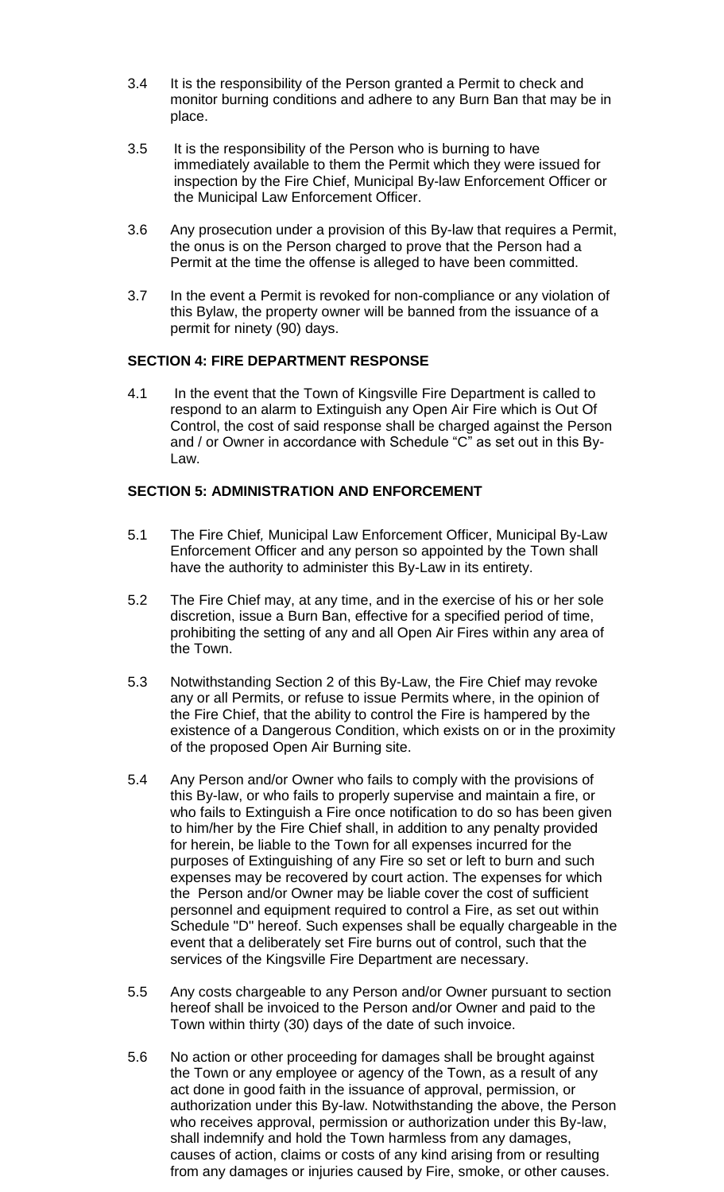3.4 It is the responsibility of the Person granted a Permit to check and monitor burning conditions and adhere to any Burn Ban that may be in place.

3.5 It is the responsibility of the Person who is burning to have immediately available to them the Permit which they were issued for inspection by the Fire Chief, Municipal By-law Enforcement Officer or the Municipal Law Enforcement Officer.

3.6 Any prosecution under a provision of this By-law that requires a Permit, the onus is on the Person charged to prove that the Person had a Permit at the time the offense is alleged to have been committed.

3.7 In the event a Permit is revoked for non-compliance or any violation of this Bylaw, the property owner will be banned from the issuance of a permit for ninety (90) days.

**SECTION 4: FIRE DEPARTMENT RESPONSE**

4.1 In the event that the Town of Kingsville Fire Department is called to respond to an alarm to Extinguish any Open Air Fire which is Out Of Control, the cost of said response shall be charged against the Person and / or Owner in accordance with Schedule "C" as set out in this By-Law.

**SECTION 5: ADMINISTRATION AND ENFORCEMENT**

5.1 The Fire Chief, Municipal Law Enforcement Officer, Municipal By-Law Enforcement Officer and any person so appointed by the Town shall have the authority to administer this By-Law in its entirety.

5.2 The Fire Chief may, at any time, and in the exercise of his or her sole discretion, issue a Burn Ban, effective for a specified period of time, prohibiting the setting of any and all Open Air Fires within any area of the Town.

5.3 Notwithstanding Section 2 of this By-Law, the Fire Chief may revoke any or all Permits, or refuse to issue Permits where, in the opinion of the Fire Chief, that the ability to control the Fire is hampered by the existence of a Dangerous Condition, which exists on or in the proximity of the proposed Open Air Burning site.

5.4 Any Person and/or Owner who fails to comply with the provisions of this By-law, or who fails to properly supervise and maintain a fire, or who fails to Extinguish a Fire once notification to do so has been given to him/her by the Fire Chief shall, in addition to any penalty provided for herein, be liable to the Town for all expenses incurred for the purposes of Extinguishing of any Fire so set or left to burn and such expenses may be recovered by court action. The expenses for which the Person and/or Owner may be liable cover the cost of sufficient personnel and equipment required to control a Fire, as set out within Schedule "D" hereof. Such expenses shall be equally chargeable in the event that a deliberately set Fire burns out of control, such that the services of the Kingsville Fire Department are necessary.

5.5 Any costs chargeable to any Person and/or Owner pursuant to section hereof shall be invoiced to the Person and/or Owner and paid to the Town within thirty (30) days of the date of such invoice.

5.6 No action or other proceeding for damages shall be brought against the Town or any employee or agency of the Town, as a result of any act done in good faith in the issuance of approval, permission, or authorization under this By-law. Notwithstanding the above, the Person who receives approval, permission or authorization under this By-law, shall indemnify and hold the Town harmless from any damages, causes of action, claims or costs of any kind arising from or resulting from any damages or injuries caused by Fire, smoke, or other causes.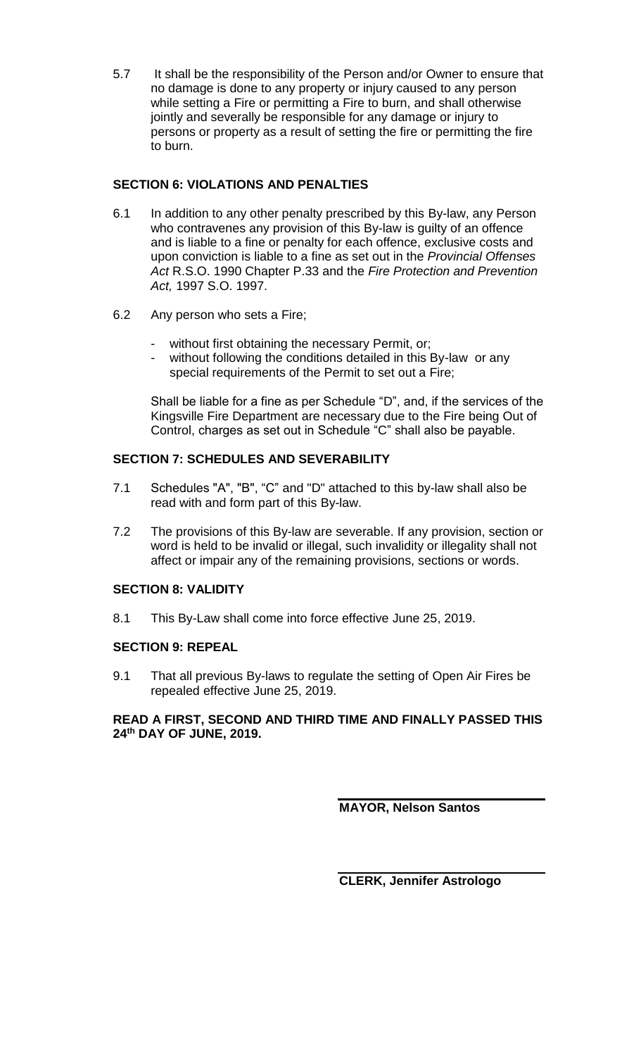5.7 It shall be the responsibility of the Person and/or Owner to ensure that no damage is done to any property or injury caused to any person while setting a Fire or permitting a Fire to burn, and shall otherwise jointly and severally be responsible for any damage or injury to persons or property as a result of setting the fire or permitting the fire to burn.

**SECTION 6: VIOLATIONS AND PENALTIES**

6.1 In addition to any other penalty prescribed by this By-law, any Person who contravenes any provision of this By-law is guilty of an offence and is liable to a fine or penalty for each offence, exclusive costs and upon conviction is liable to a fine as set out in the *Provincial Offenses Act* R.S.O. 1990 Chapter P.33 and the *Fire Protection and Prevention Act,* 1997 S.O. 1997.

6.2 Any person who sets a Fire;

- without first obtaining the necessary Permit, or;
- without following the conditions detailed in this By-law or any special requirements of the Permit to set out a Fire;

Shall be liable for a fine as per Schedule "D", and, if the services of the Kingsville Fire Department are necessary due to the Fire being Out of Control, charges as set out in Schedule "C" shall also be payable.

**SECTION 7: SCHEDULES AND SEVERABILITY**

7.1 Schedules "A", "B", "C" and "D" attached to this by-law shall also be read with and form part of this By-law.

7.2 The provisions of this By-law are severable. If any provision, section or word is held to be invalid or illegal, such invalidity or illegality shall not affect or impair any of the remaining provisions, sections or words.

**SECTION 8: VALIDITY**

8.1 This By-Law shall come into force effective June 25, 2019.

**SECTION 9: REPEAL**

9.1 That all previous By-laws to regulate the setting of Open Air Fires be repealed effective June 25, 2019.

**READ A FIRST, SECOND AND THIRD TIME AND FINALLY PASSED THIS 24th DAY OF JUNE, 2019.**

**MAYOR, Nelson Santos**

**CLERK, Jennifer Astrologo**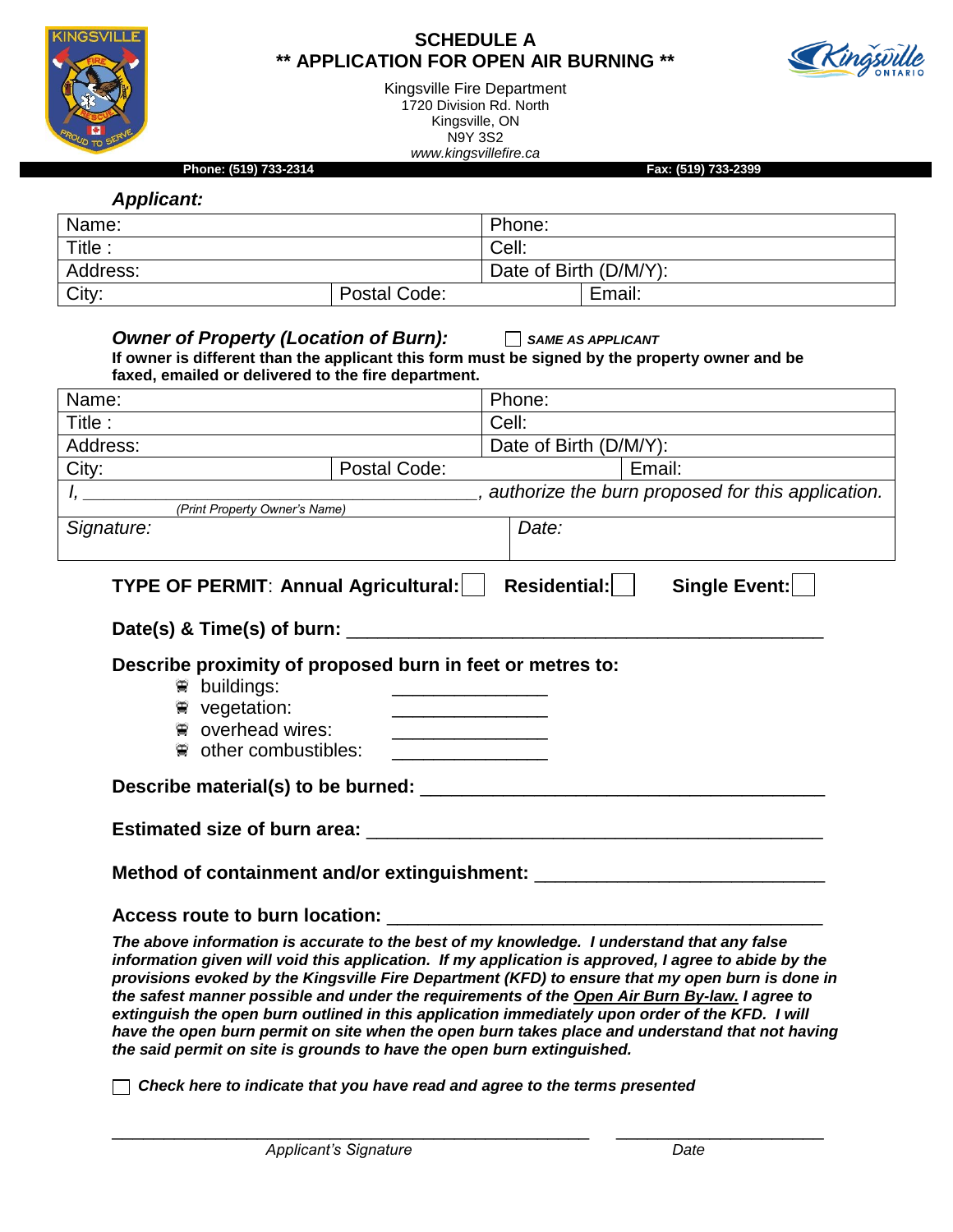# SCHEDULE A
## ** APPLICATION FOR OPEN AIR BURNING **

Kingsville Fire Department
1720 Division Rd. North
Kingsville, ON
N9Y 3S2
www.kingsvillefire.ca

**Phone: (519) 733-2314** **Fax: (519) 733-2399**

***Applicant:***

| Name: | | Phone: | |
|---|---|---|---|
| Title : | | Cell: | |
| Address: | | Date of Birth (D/M/Y): | |
| City: | Postal Code: | | Email: |

***Owner of Property (Location of Burn):*** ☐ ***SAME AS APPLICANT***

**If owner is different than the applicant this form must be signed by the property owner and be faxed, emailed or delivered to the fire department.**

| Name: | | Phone: | |
|---|---|---|---|
| Title : | | Cell: | |
| Address: | | Date of Birth (D/M/Y): | |
| City: | Postal Code: | | Email: |
| *I, ______________________ (Print Property Owner's Name)* | | *, authorize the burn proposed for this application.* | |
| *Signature:* | | *Date:* | |

**TYPE OF PERMIT**: **Annual Agricultural:** ☐ **Residential:** ☐ **Single Event:** ☐

**Date(s) & Time(s) of burn:** ______________________________________________

**Describe proximity of proposed burn in feet or metres to:**

- buildings: _______________
- vegetation: _______________
- overhead wires: _______________
- other combustibles: _______________

**Describe material(s) to be burned:** ________________________________________

**Estimated size of burn area:** ____________________________________________

**Method of containment and/or extinguishment:** ____________________________

**Access route to burn location:** __________________________________________

***The above information is accurate to the best of my knowledge. I understand that any false information given will void this application. If my application is approved, I agree to abide by the provisions evoked by the Kingsville Fire Department (KFD) to ensure that my open burn is done in the safest manner possible and under the requirements of the Open Air Burn By-law. I agree to extinguish the open burn outlined in this application immediately upon order of the KFD. I will have the open burn permit on site when the open burn takes place and understand that not having the said permit on site is grounds to have the open burn extinguished.***

☐ ***Check here to indicate that you have read and agree to the terms presented***

_______________________________________ _______________________
*Applicant's Signature* *Date*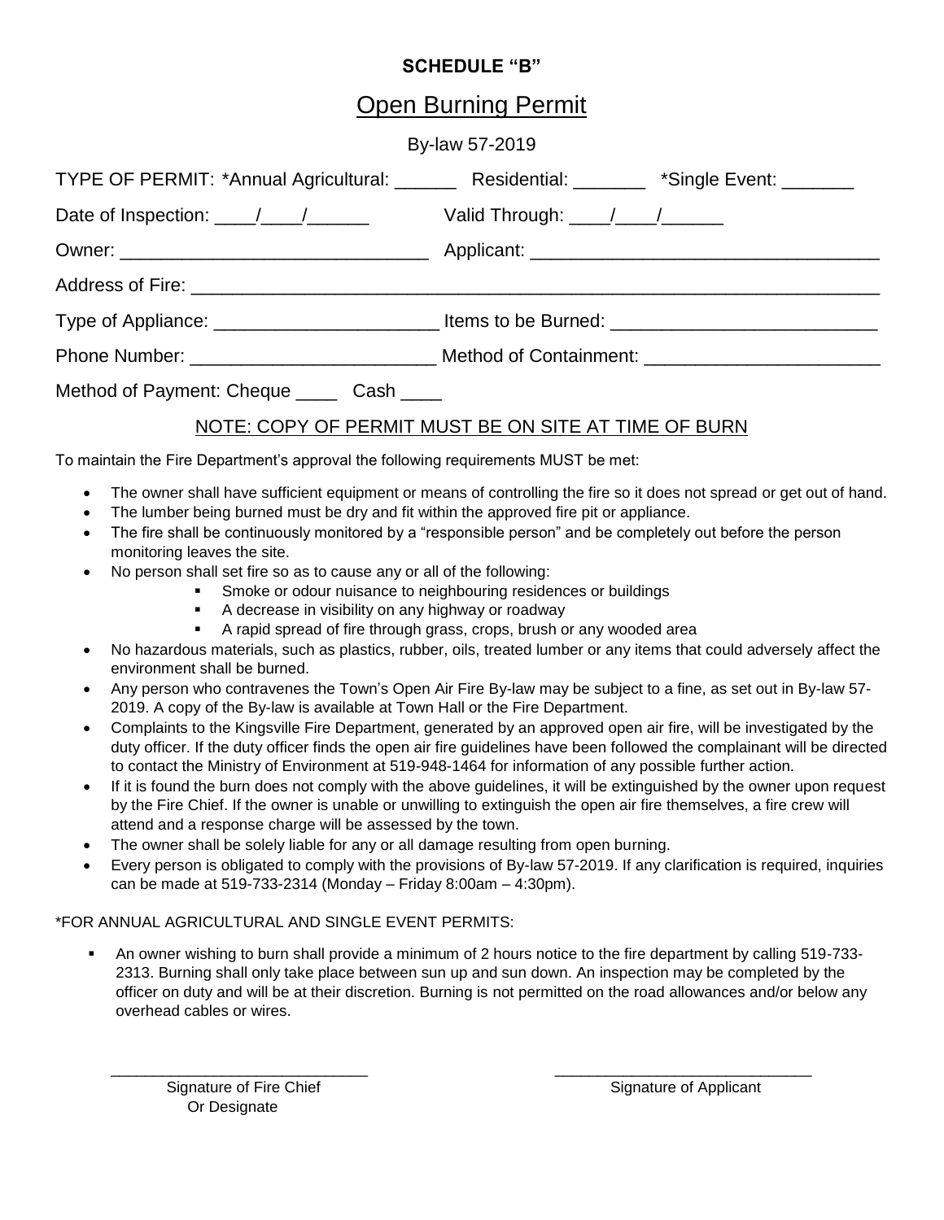**SCHEDULE "B"**

## Open Burning Permit

By-law 57-2019

TYPE OF PERMIT: *Annual Agricultural: ______ Residential: _______ *Single Event: _______

Date of Inspection: ____/____/______ Valid Through: ____/____/______

Owner: ______________________________ Applicant: _________________________________

Address of Fire: ____________________________________________________________________

Type of Appliance: ______________________ Items to be Burned: __________________________

Phone Number: ________________________ Method of Containment: _______________________

Method of Payment: Cheque ____ Cash ____

NOTE: COPY OF PERMIT MUST BE ON SITE AT TIME OF BURN

To maintain the Fire Department's approval the following requirements MUST be met:

- The owner shall have sufficient equipment or means of controlling the fire so it does not spread or get out of hand.
- The lumber being burned must be dry and fit within the approved fire pit or appliance.
- The fire shall be continuously monitored by a "responsible person" and be completely out before the person monitoring leaves the site.
- No person shall set fire so as to cause any or all of the following:
  - Smoke or odour nuisance to neighbouring residences or buildings
  - A decrease in visibility on any highway or roadway
  - A rapid spread of fire through grass, crops, brush or any wooded area
- No hazardous materials, such as plastics, rubber, oils, treated lumber or any items that could adversely affect the environment shall be burned.
- Any person who contravenes the Town's Open Air Fire By-law may be subject to a fine, as set out in By-law 57-2019. A copy of the By-law is available at Town Hall or the Fire Department.
- Complaints to the Kingsville Fire Department, generated by an approved open air fire, will be investigated by the duty officer. If the duty officer finds the open air fire guidelines have been followed the complainant will be directed to contact the Ministry of Environment at 519-948-1464 for information of any possible further action.
- If it is found the burn does not comply with the above guidelines, it will be extinguished by the owner upon request by the Fire Chief. If the owner is unable or unwilling to extinguish the open air fire themselves, a fire crew will attend and a response charge will be assessed by the town.
- The owner shall be solely liable for any or all damage resulting from open burning.
- Every person is obligated to comply with the provisions of By-law 57-2019. If any clarification is required, inquiries can be made at 519-733-2314 (Monday – Friday 8:00am – 4:30pm).

*FOR ANNUAL AGRICULTURAL AND SINGLE EVENT PERMITS:

- An owner wishing to burn shall provide a minimum of 2 hours notice to the fire department by calling 519-733-2313. Burning shall only take place between sun up and sun down. An inspection may be completed by the officer on duty and will be at their discretion. Burning is not permitted on the road allowances and/or below any overhead cables or wires.

_____________________________ 
Signature of Fire Chief Or Designate

_____________________________ 
Signature of Applicant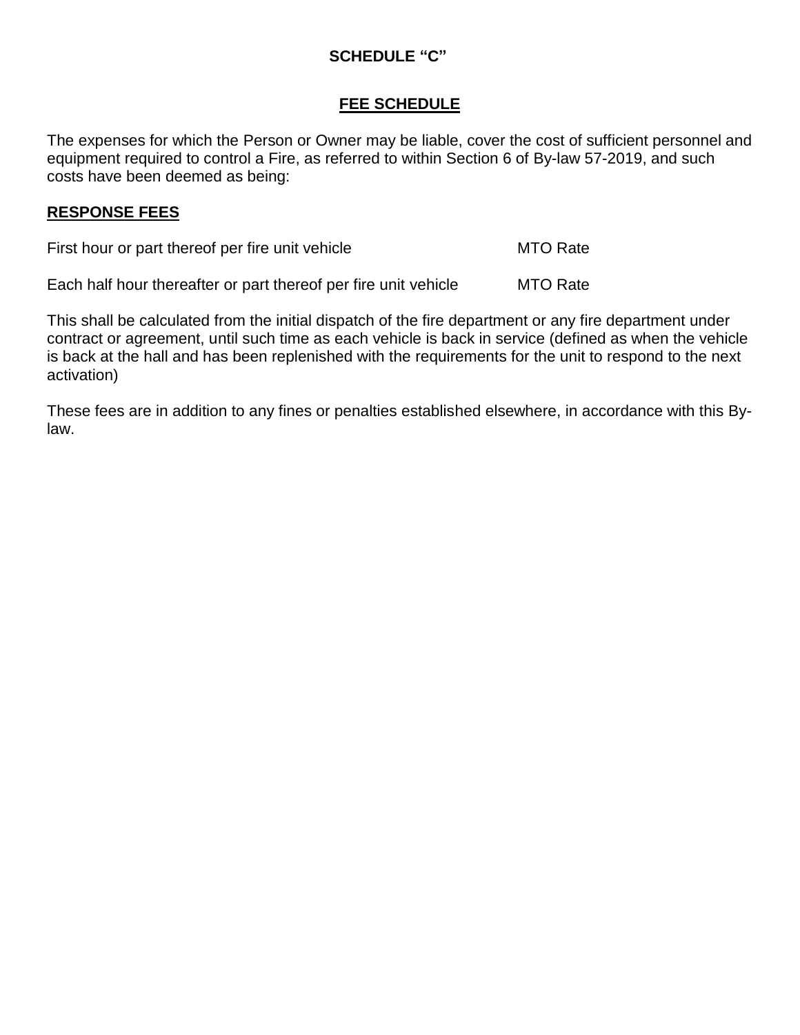**SCHEDULE "C"**

## FEE SCHEDULE

The expenses for which the Person or Owner may be liable, cover the cost of sufficient personnel and equipment required to control a Fire, as referred to within Section 6 of By-law 57-2019, and such costs have been deemed as being:

### RESPONSE FEES

| | |
|---|---|
| First hour or part thereof per fire unit vehicle | MTO Rate |
| Each half hour thereafter or part thereof per fire unit vehicle | MTO Rate |

This shall be calculated from the initial dispatch of the fire department or any fire department under contract or agreement, until such time as each vehicle is back in service (defined as when the vehicle is back at the hall and has been replenished with the requirements for the unit to respond to the next activation)

These fees are in addition to any fines or penalties established elsewhere, in accordance with this By-law.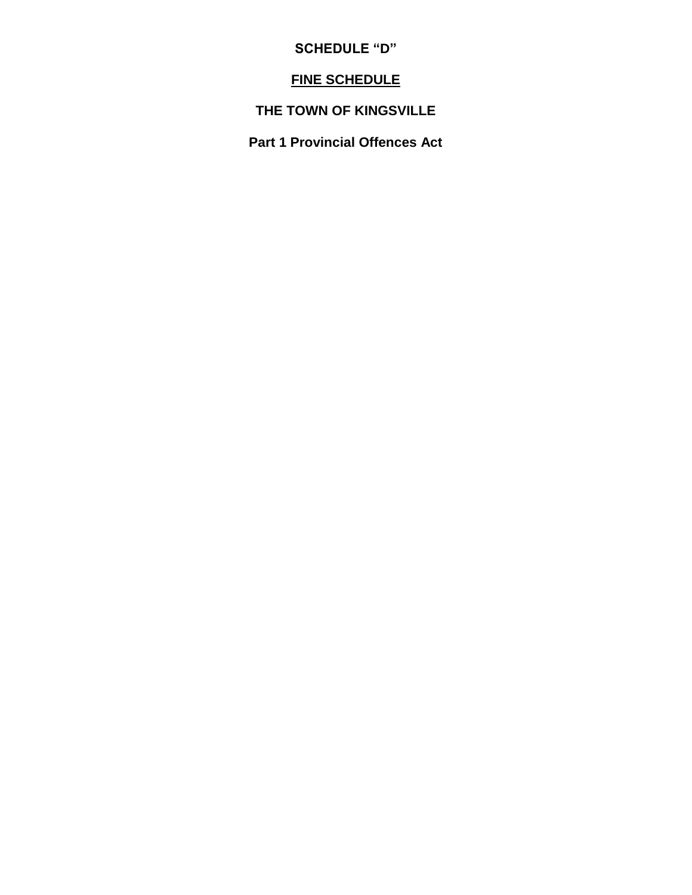# SCHEDULE "D"

## **FINE SCHEDULE**

## THE TOWN OF KINGSVILLE

## Part 1 Provincial Offences Act